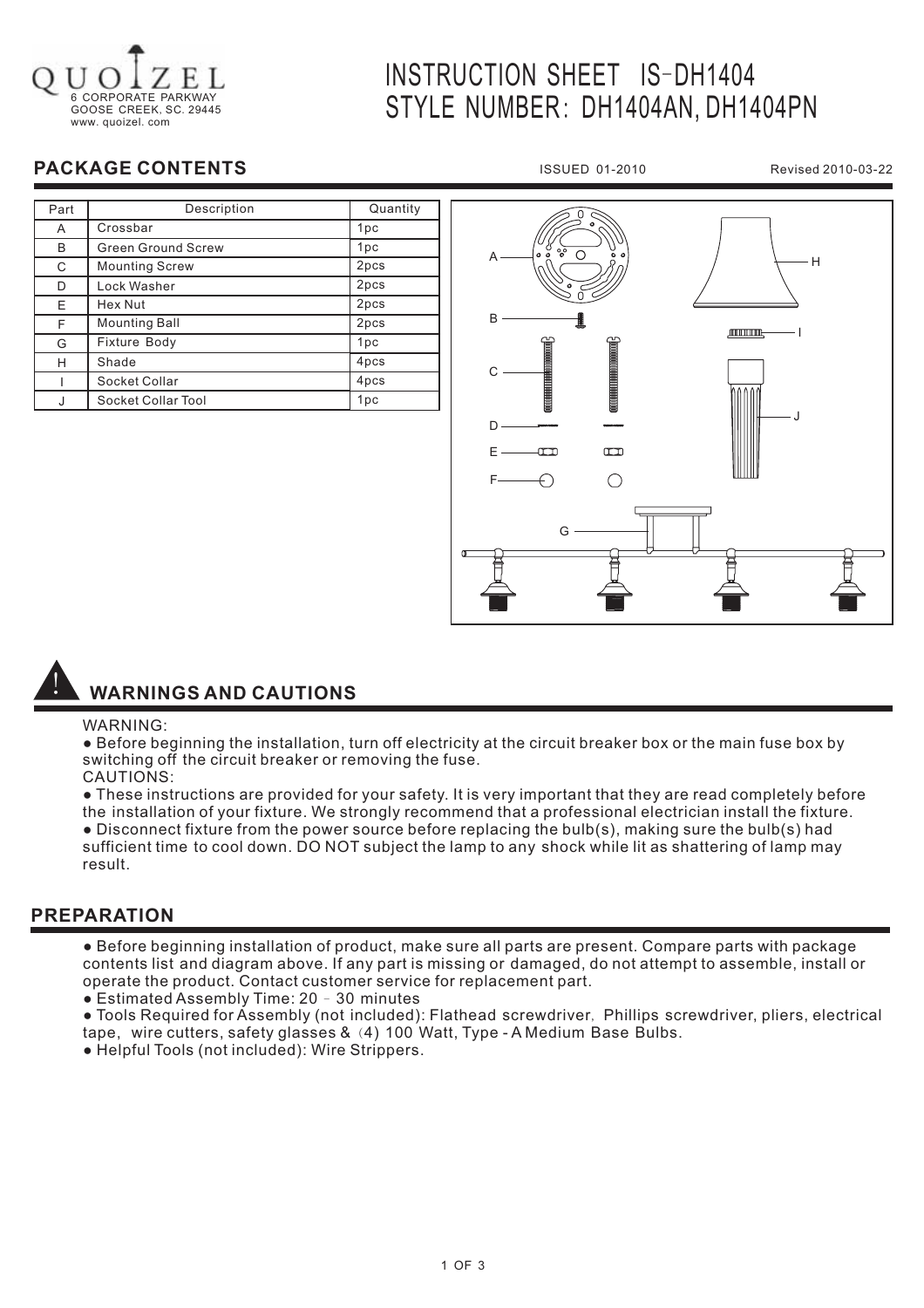QUOIZEL
6 CORPORATE PARKWAY
GOOSE CREEK, SC. 29445
www. quoizel. com

# INSTRUCTION SHEET IS-DH1404
# STYLE NUMBER: DH1404AN, DH1404PN

## PACKAGE CONTENTS

ISSUED 01-2010 Revised 2010-03-22

| Part | Description | Quantity |
|---|---|---|
| A | Crossbar | 1pc |
| B | Green Ground Screw | 1pc |
| C | Mounting Screw | 2pcs |
| D | Lock Washer | 2pcs |
| E | Hex Nut | 2pcs |
| F | Mounting Ball | 2pcs |
| G | Fixture Body | 1pc |
| H | Shade | 4pcs |
| I | Socket Collar | 4pcs |
| J | Socket Collar Tool | 1pc |

## WARNINGS AND CAUTIONS

WARNING:

- Before beginning the installation, turn off electricity at the circuit breaker box or the main fuse box by switching off the circuit breaker or removing the fuse.

CAUTIONS:

- These instructions are provided for your safety. It is very important that they are read completely before the installation of your fixture. We strongly recommend that a professional electrician install the fixture.
- Disconnect fixture from the power source before replacing the bulb(s), making sure the bulb(s) had sufficient time to cool down. DO NOT subject the lamp to any shock while lit as shattering of lamp may result.

## PREPARATION

- Before beginning installation of product, make sure all parts are present. Compare parts with package contents list and diagram above. If any part is missing or damaged, do not attempt to assemble, install or operate the product. Contact customer service for replacement part.
- Estimated Assembly Time: 20 – 30 minutes
- Tools Required for Assembly (not included): Flathead screwdriver, Phillips screwdriver, pliers, electrical tape, wire cutters, safety glasses & (4) 100 Watt, Type - A Medium Base Bulbs.
- Helpful Tools (not included): Wire Strippers.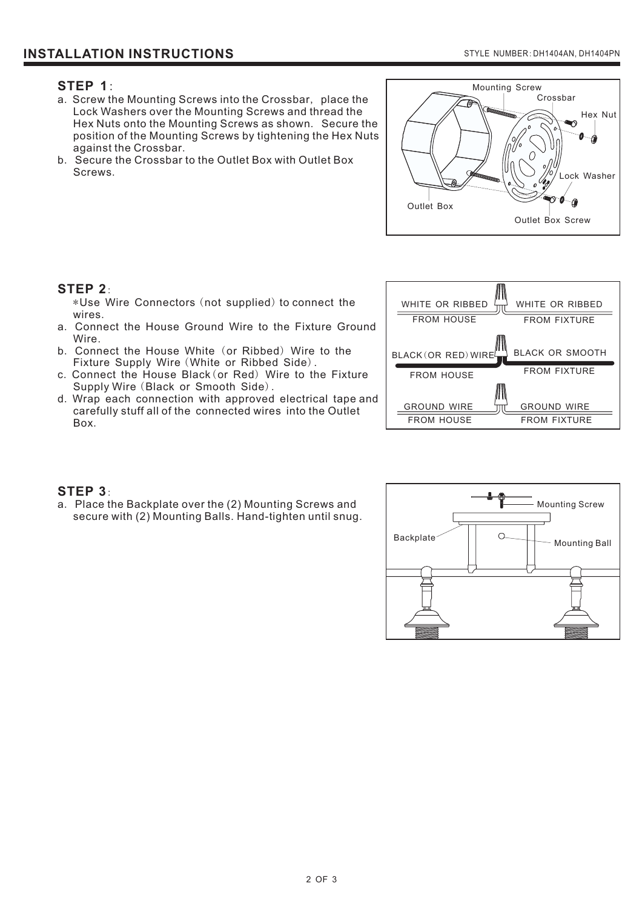# INSTALLATION INSTRUCTIONS

STYLE NUMBER: DH1404AN, DH1404PN

## STEP 1:

a. Screw the Mounting Screws into the Crossbar, place the Lock Washers over the Mounting Screws and thread the Hex Nuts onto the Mounting Screws as shown. Secure the position of the Mounting Screws by tightening the Hex Nuts against the Crossbar.

b. Secure the Crossbar to the Outlet Box with Outlet Box Screws.

## STEP 2:

*Use Wire Connectors (not supplied) to connect the wires.

a. Connect the House Ground Wire to the Fixture Ground Wire.

b. Connect the House White (or Ribbed) Wire to the Fixture Supply Wire (White or Ribbed Side).

c. Connect the House Black (or Red) Wire to the Fixture Supply Wire (Black or Smooth Side).

d. Wrap each connection with approved electrical tape and carefully stuff all of the connected wires into the Outlet Box.

## STEP 3:

a. Place the Backplate over the (2) Mounting Screws and secure with (2) Mounting Balls. Hand-tighten until snug.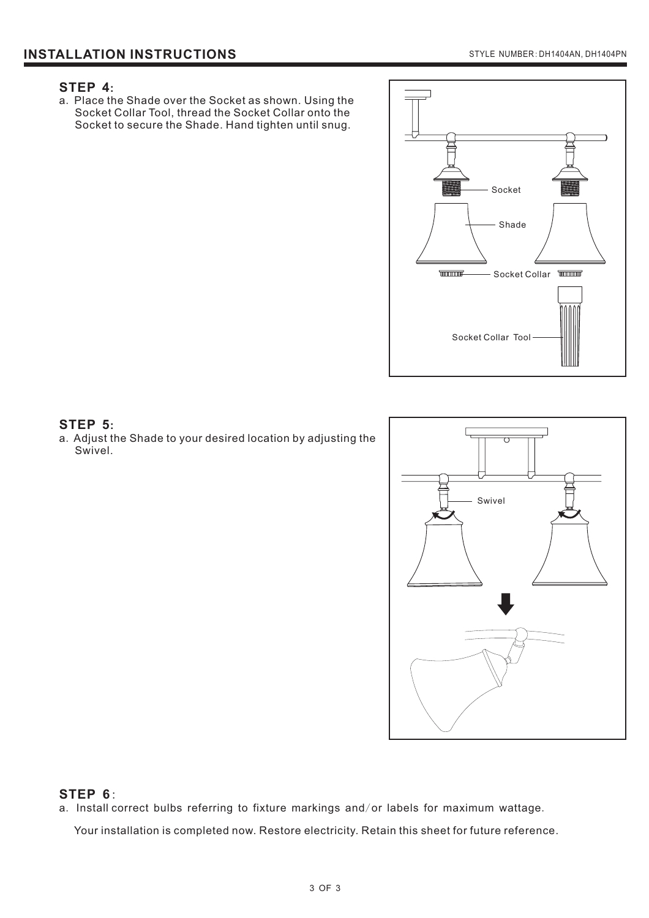## INSTALLATION INSTRUCTIONS

STYLE NUMBER: DH1404AN, DH1404PN

### STEP 4:

a. Place the Shade over the Socket as shown. Using the Socket Collar Tool, thread the Socket Collar onto the Socket to secure the Shade. Hand tighten until snug.

Socket

Shade

Socket Collar

Socket Collar Tool

### STEP 5:

a. Adjust the Shade to your desired location by adjusting the Swivel.

Swivel

### STEP 6:

a. Install correct bulbs referring to fixture markings and/or labels for maximum wattage.

Your installation is completed now. Restore electricity. Retain this sheet for future reference.